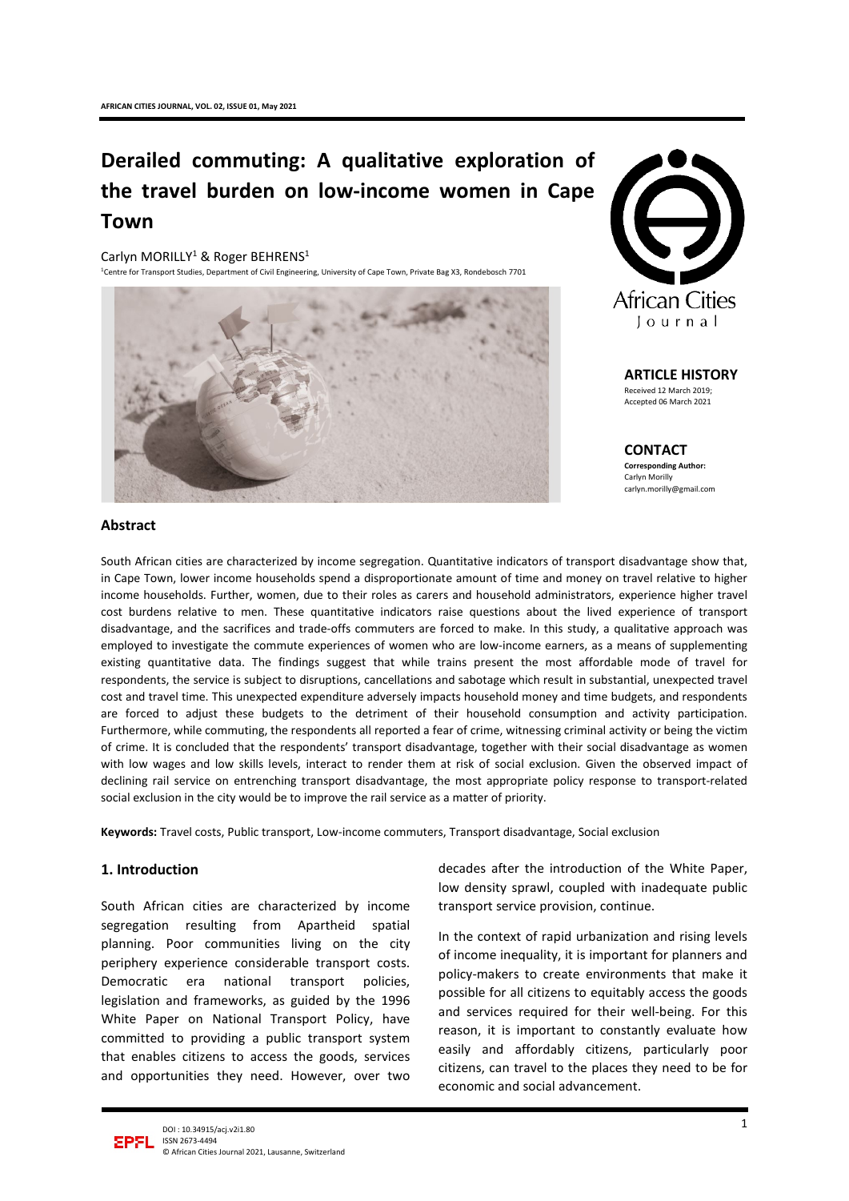# Derailed commuting: A qualitative exploration of the travel burden on low-income women in Cape Town

Carlyn MORILLY[1] & Roger BEHRENS[1]

[1]Centre for Transport Studies, Department of Civil Engineering, University of Cape Town, Private Bag X3, Rondebosch 7701

**ARTICLE HISTORY**
Received 12 March 2019;
Accepted 06 March 2021

**CONTACT**
**Corresponding Author:**
Carlyn Morilly
carlyn.morilly@gmail.com

## Abstract

South African cities are characterized by income segregation. Quantitative indicators of transport disadvantage show that, in Cape Town, lower income households spend a disproportionate amount of time and money on travel relative to higher income households. Further, women, due to their roles as carers and household administrators, experience higher travel cost burdens relative to men. These quantitative indicators raise questions about the lived experience of transport disadvantage, and the sacrifices and trade-offs commuters are forced to make. In this study, a qualitative approach was employed to investigate the commute experiences of women who are low-income earners, as a means of supplementing existing quantitative data. The findings suggest that while trains present the most affordable mode of travel for respondents, the service is subject to disruptions, cancellations and sabotage which result in substantial, unexpected travel cost and travel time. This unexpected expenditure adversely impacts household money and time budgets, and respondents are forced to adjust these budgets to the detriment of their household consumption and activity participation. Furthermore, while commuting, the respondents all reported a fear of crime, witnessing criminal activity or being the victim of crime. It is concluded that the respondents' transport disadvantage, together with their social disadvantage as women with low wages and low skills levels, interact to render them at risk of social exclusion. Given the observed impact of declining rail service on entrenching transport disadvantage, the most appropriate policy response to transport-related social exclusion in the city would be to improve the rail service as a matter of priority.

**Keywords:** Travel costs, Public transport, Low-income commuters, Transport disadvantage, Social exclusion

## 1. Introduction

South African cities are characterized by income segregation resulting from Apartheid spatial planning. Poor communities living on the city periphery experience considerable transport costs. Democratic era national transport policies, legislation and frameworks, as guided by the 1996 White Paper on National Transport Policy, have committed to providing a public transport system that enables citizens to access the goods, services and opportunities they need. However, over two decades after the introduction of the White Paper, low density sprawl, coupled with inadequate public transport service provision, continue.

In the context of rapid urbanization and rising levels of income inequality, it is important for planners and policy-makers to create environments that make it possible for all citizens to equitably access the goods and services required for their well-being. For this reason, it is important to constantly evaluate how easily and affordably citizens, particularly poor citizens, can travel to the places they need to be for economic and social advancement.

DOI : 10.34915/acj.v2i1.80
ISSN 2673-4494
© African Cities Journal 2021, Lausanne, Switzerland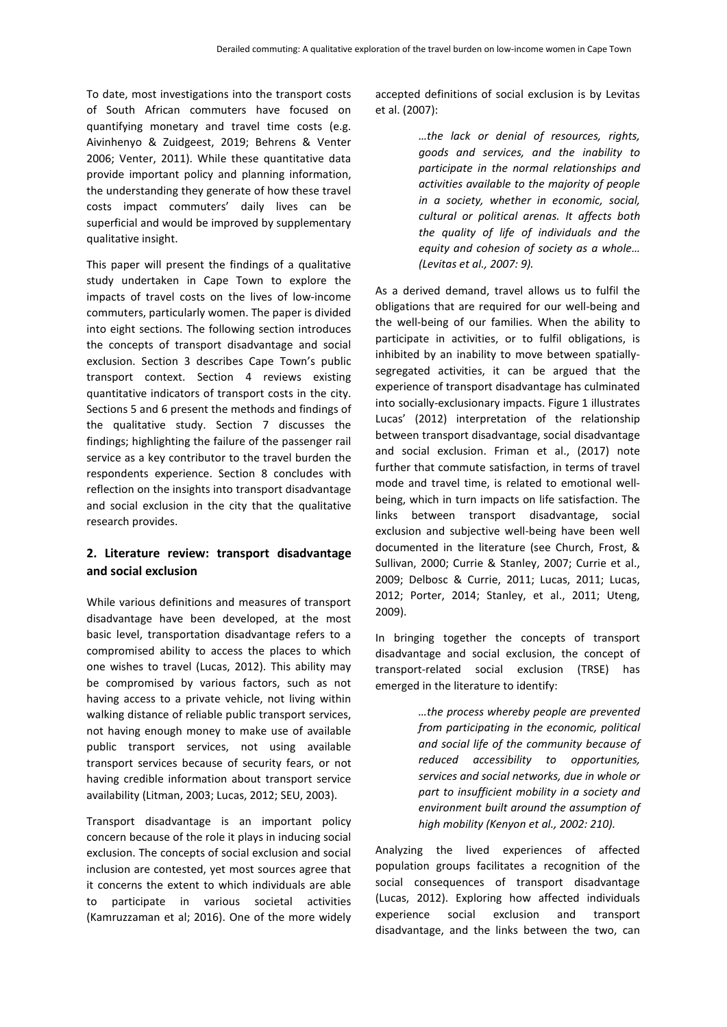To date, most investigations into the transport costs of South African commuters have focused on quantifying monetary and travel time costs (e.g. Aivinhenyo & Zuidgeest, 2019; Behrens & Venter 2006; Venter, 2011). While these quantitative data provide important policy and planning information, the understanding they generate of how these travel costs impact commuters' daily lives can be superficial and would be improved by supplementary qualitative insight.

This paper will present the findings of a qualitative study undertaken in Cape Town to explore the impacts of travel costs on the lives of low-income commuters, particularly women. The paper is divided into eight sections. The following section introduces the concepts of transport disadvantage and social exclusion. Section 3 describes Cape Town's public transport context. Section 4 reviews existing quantitative indicators of transport costs in the city. Sections 5 and 6 present the methods and findings of the qualitative study. Section 7 discusses the findings; highlighting the failure of the passenger rail service as a key contributor to the travel burden the respondents experience. Section 8 concludes with reflection on the insights into transport disadvantage and social exclusion in the city that the qualitative research provides.

## 2. Literature review: transport disadvantage and social exclusion

While various definitions and measures of transport disadvantage have been developed, at the most basic level, transportation disadvantage refers to a compromised ability to access the places to which one wishes to travel (Lucas, 2012). This ability may be compromised by various factors, such as not having access to a private vehicle, not living within walking distance of reliable public transport services, not having enough money to make use of available public transport services, not using available transport services because of security fears, or not having credible information about transport service availability (Litman, 2003; Lucas, 2012; SEU, 2003).

Transport disadvantage is an important policy concern because of the role it plays in inducing social exclusion. The concepts of social exclusion and social inclusion are contested, yet most sources agree that it concerns the extent to which individuals are able to participate in various societal activities (Kamruzzaman et al; 2016). One of the more widely accepted definitions of social exclusion is by Levitas et al. (2007):

> *…the lack or denial of resources, rights, goods and services, and the inability to participate in the normal relationships and activities available to the majority of people in a society, whether in economic, social, cultural or political arenas. It affects both the quality of life of individuals and the equity and cohesion of society as a whole… (Levitas et al., 2007: 9).*

As a derived demand, travel allows us to fulfil the obligations that are required for our well-being and the well-being of our families. When the ability to participate in activities, or to fulfil obligations, is inhibited by an inability to move between spatially-segregated activities, it can be argued that the experience of transport disadvantage has culminated into socially-exclusionary impacts. Figure 1 illustrates Lucas' (2012) interpretation of the relationship between transport disadvantage, social disadvantage and social exclusion. Friman et al., (2017) note further that commute satisfaction, in terms of travel mode and travel time, is related to emotional well-being, which in turn impacts on life satisfaction. The links between transport disadvantage, social exclusion and subjective well-being have been well documented in the literature (see Church, Frost, & Sullivan, 2000; Currie & Stanley, 2007; Currie et al., 2009; Delbosc & Currie, 2011; Lucas, 2011; Lucas, 2012; Porter, 2014; Stanley, et al., 2011; Uteng, 2009).

In bringing together the concepts of transport disadvantage and social exclusion, the concept of transport-related social exclusion (TRSE) has emerged in the literature to identify:

> *…the process whereby people are prevented from participating in the economic, political and social life of the community because of reduced accessibility to opportunities, services and social networks, due in whole or part to insufficient mobility in a society and environment built around the assumption of high mobility (Kenyon et al., 2002: 210).*

Analyzing the lived experiences of affected population groups facilitates a recognition of the social consequences of transport disadvantage (Lucas, 2012). Exploring how affected individuals experience social exclusion and transport disadvantage, and the links between the two, can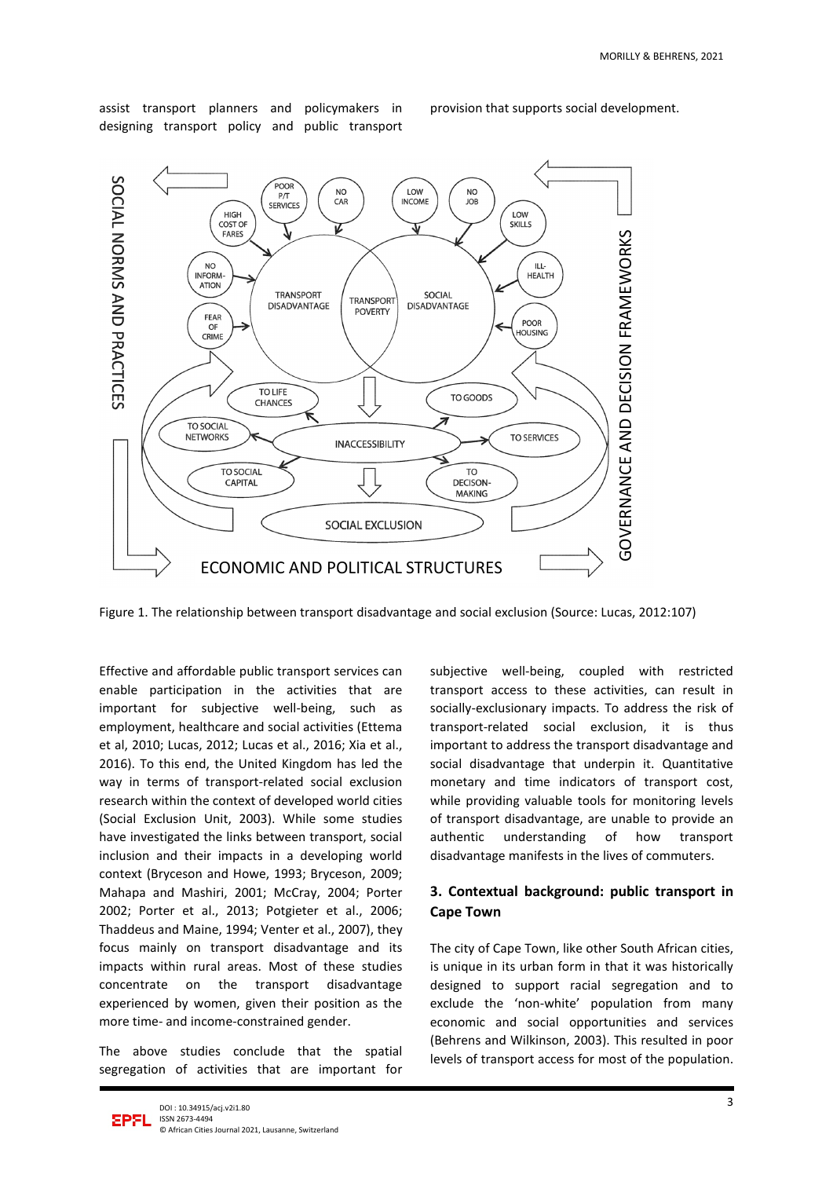assist transport planners and policymakers in designing transport policy and public transport provision that supports social development.

Figure 1. The relationship between transport disadvantage and social exclusion (Source: Lucas, 2012:107)

Effective and affordable public transport services can enable participation in the activities that are important for subjective well-being, such as employment, healthcare and social activities (Ettema et al, 2010; Lucas, 2012; Lucas et al., 2016; Xia et al., 2016). To this end, the United Kingdom has led the way in terms of transport-related social exclusion research within the context of developed world cities (Social Exclusion Unit, 2003). While some studies have investigated the links between transport, social inclusion and their impacts in a developing world context (Bryceson and Howe, 1993; Bryceson, 2009; Mahapa and Mashiri, 2001; McCray, 2004; Porter 2002; Porter et al., 2013; Potgieter et al., 2006; Thaddeus and Maine, 1994; Venter et al., 2007), they focus mainly on transport disadvantage and its impacts within rural areas. Most of these studies concentrate on the transport disadvantage experienced by women, given their position as the more time- and income-constrained gender.

The above studies conclude that the spatial segregation of activities that are important for subjective well-being, coupled with restricted transport access to these activities, can result in socially-exclusionary impacts. To address the risk of transport-related social exclusion, it is thus important to address the transport disadvantage and social disadvantage that underpin it. Quantitative monetary and time indicators of transport cost, while providing valuable tools for monitoring levels of transport disadvantage, are unable to provide an authentic understanding of how transport disadvantage manifests in the lives of commuters.

## 3. Contextual background: public transport in Cape Town

The city of Cape Town, like other South African cities, is unique in its urban form in that it was historically designed to support racial segregation and to exclude the 'non-white' population from many economic and social opportunities and services (Behrens and Wilkinson, 2003). This resulted in poor levels of transport access for most of the population.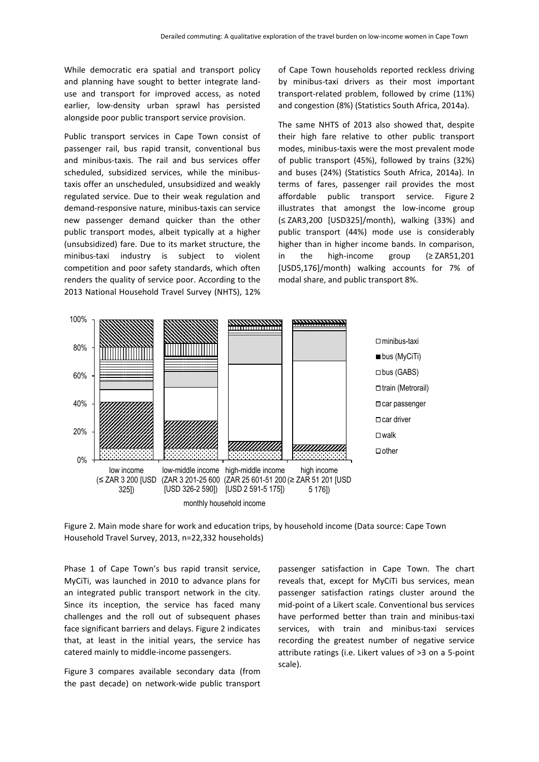While democratic era spatial and transport policy and planning have sought to better integrate land-use and transport for improved access, as noted earlier, low-density urban sprawl has persisted alongside poor public transport service provision.

Public transport services in Cape Town consist of passenger rail, bus rapid transit, conventional bus and minibus-taxis. The rail and bus services offer scheduled, subsidized services, while the minibus-taxis offer an unscheduled, unsubsidized and weakly regulated service. Due to their weak regulation and demand-responsive nature, minibus-taxis can service new passenger demand quicker than the other public transport modes, albeit typically at a higher (unsubsidized) fare. Due to its market structure, the minibus-taxi industry is subject to violent competition and poor safety standards, which often renders the quality of service poor. According to the 2013 National Household Travel Survey (NHTS), 12% of Cape Town households reported reckless driving by minibus-taxi drivers as their most important transport-related problem, followed by crime (11%) and congestion (8%) (Statistics South Africa, 2014a).

The same NHTS of 2013 also showed that, despite their high fare relative to other public transport modes, minibus-taxis were the most prevalent mode of public transport (45%), followed by trains (32%) and buses (24%) (Statistics South Africa, 2014a). In terms of fares, passenger rail provides the most affordable public transport service. Figure 2 illustrates that amongst the low-income group (≤ ZAR3,200 [USD325]/month), walking (33%) and public transport (44%) mode use is considerably higher than in higher income bands. In comparison, in the high-income group (≥ ZAR51,201 [USD5,176]/month) walking accounts for 7% of modal share, and public transport 8%.

Figure 2. Main mode share for work and education trips, by household income (Data source: Cape Town Household Travel Survey, 2013, n=22,332 households)

Phase 1 of Cape Town's bus rapid transit service, MyCiTi, was launched in 2010 to advance plans for an integrated public transport network in the city. Since its inception, the service has faced many challenges and the roll out of subsequent phases face significant barriers and delays. Figure 2 indicates that, at least in the initial years, the service has catered mainly to middle-income passengers.

Figure 3 compares available secondary data (from the past decade) on network-wide public transport passenger satisfaction in Cape Town. The chart reveals that, except for MyCiTi bus services, mean passenger satisfaction ratings cluster around the mid-point of a Likert scale. Conventional bus services have performed better than train and minibus-taxi services, with train and minibus-taxi services recording the greatest number of negative service attribute ratings (i.e. Likert values of >3 on a 5-point scale).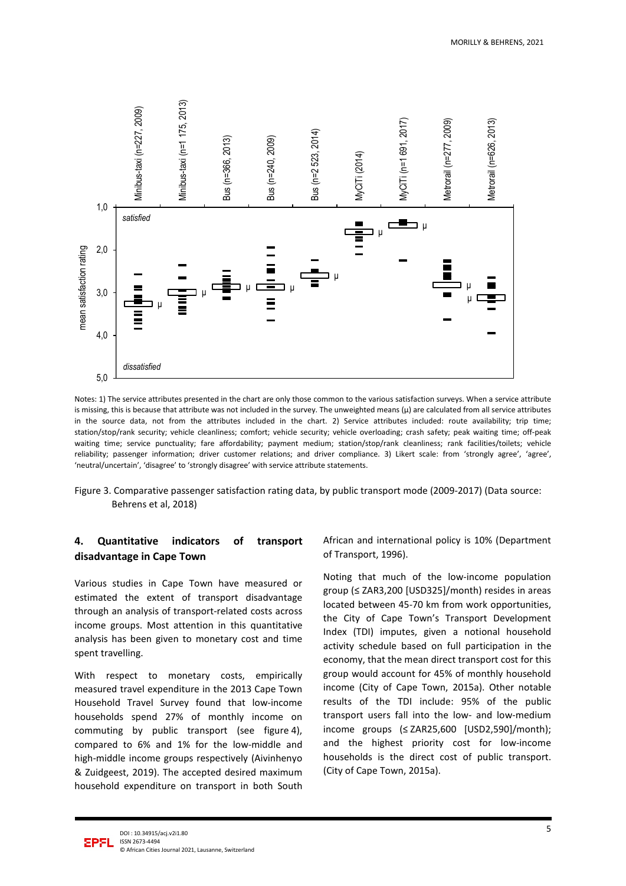Notes: 1) The service attributes presented in the chart are only those common to the various satisfaction surveys. When a service attribute is missing, this is because that attribute was not included in the survey. The unweighted means (μ) are calculated from all service attributes in the source data, not from the attributes included in the chart. 2) Service attributes included: route availability; trip time; station/stop/rank security; vehicle cleanliness; comfort; vehicle security; vehicle overloading; crash safety; peak waiting time; off-peak waiting time; service punctuality; fare affordability; payment medium; station/stop/rank cleanliness; rank facilities/toilets; vehicle reliability; passenger information; driver customer relations; and driver compliance. 3) Likert scale: from 'strongly agree', 'agree', 'neutral/uncertain', 'disagree' to 'strongly disagree' with service attribute statements.

Figure 3. Comparative passenger satisfaction rating data, by public transport mode (2009-2017) (Data source: Behrens et al, 2018)

## 4. Quantitative indicators of transport disadvantage in Cape Town

Various studies in Cape Town have measured or estimated the extent of transport disadvantage through an analysis of transport-related costs across income groups. Most attention in this quantitative analysis has been given to monetary cost and time spent travelling.

With respect to monetary costs, empirically measured travel expenditure in the 2013 Cape Town Household Travel Survey found that low-income households spend 27% of monthly income on commuting by public transport (see figure 4), compared to 6% and 1% for the low-middle and high-middle income groups respectively (Aivinhenyo & Zuidgeest, 2019). The accepted desired maximum household expenditure on transport in both South African and international policy is 10% (Department of Transport, 1996).

Noting that much of the low-income population group (≤ ZAR3,200 [USD325]/month) resides in areas located between 45-70 km from work opportunities, the City of Cape Town's Transport Development Index (TDI) imputes, given a notional household activity schedule based on full participation in the economy, that the mean direct transport cost for this group would account for 45% of monthly household income (City of Cape Town, 2015a). Other notable results of the TDI include: 95% of the public transport users fall into the low- and low-medium income groups (≤ ZAR25,600 [USD2,590]/month); and the highest priority cost for low-income households is the direct cost of public transport. (City of Cape Town, 2015a).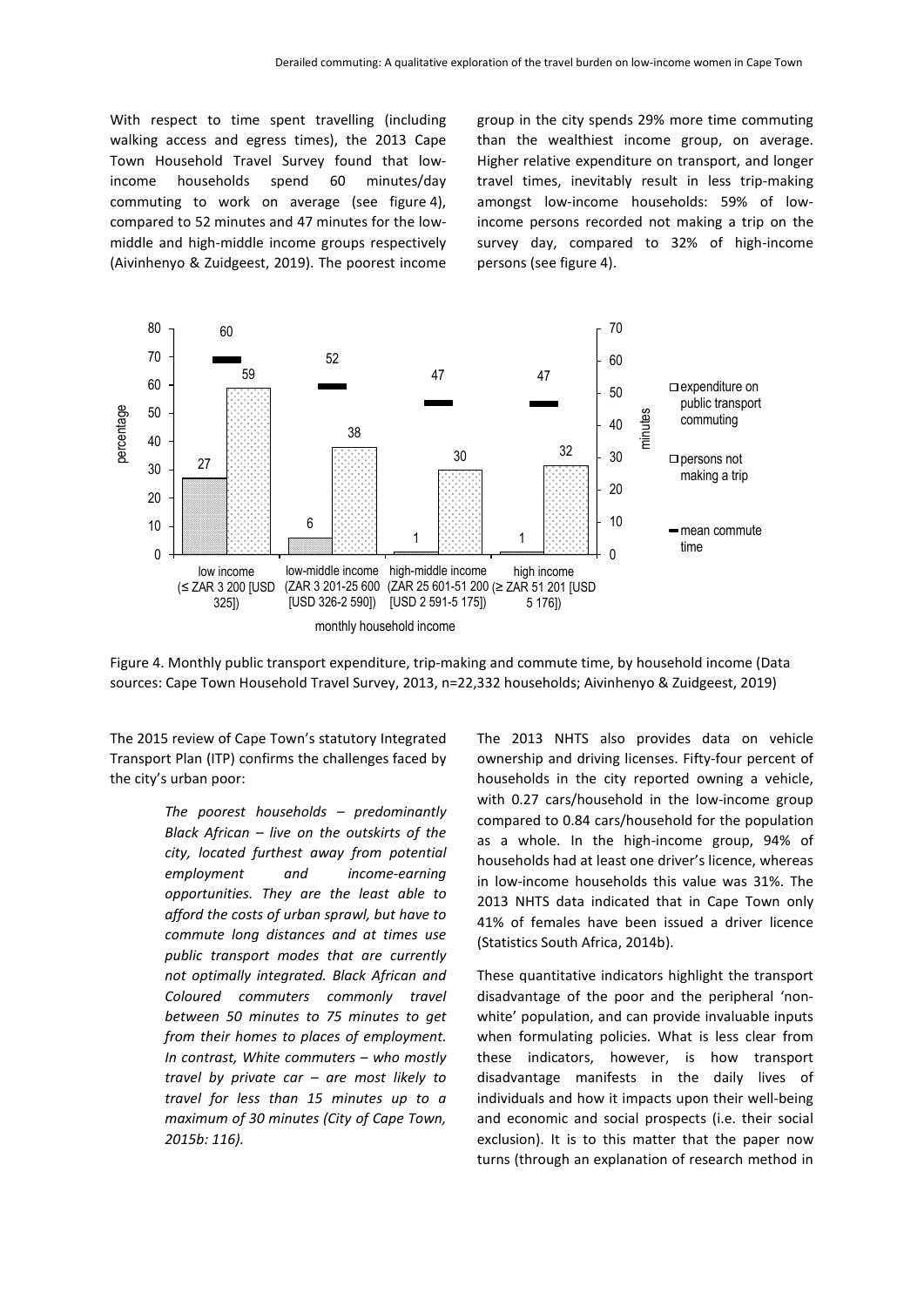With respect to time spent travelling (including walking access and egress times), the 2013 Cape Town Household Travel Survey found that low-income households spend 60 minutes/day commuting to work on average (see figure 4), compared to 52 minutes and 47 minutes for the low-middle and high-middle income groups respectively (Aivinhenyo & Zuidgeest, 2019). The poorest income group in the city spends 29% more time commuting than the wealthiest income group, on average. Higher relative expenditure on transport, and longer travel times, inevitably result in less trip-making amongst low-income households: 59% of low-income persons recorded not making a trip on the survey day, compared to 32% of high-income persons (see figure 4).

| monthly household income | expenditure on public transport commuting (percentage) | persons not making a trip (percentage) | mean commute time (minutes) |
|---|---|---|---|
| low income (≤ ZAR 3 200 [USD 325]) | 27 | 59 | 60 |
| low-middle income (ZAR 3 201-25 600 [USD 326-2 590]) | 6 | 38 | 52 |
| high-middle income (ZAR 25 601-51 200 [USD 2 591-5 175]) | 1 | 30 | 47 |
| high income (≥ ZAR 51 201 [USD 5 176]) | 1 | 32 | 47 |

Figure 4. Monthly public transport expenditure, trip-making and commute time, by household income (Data sources: Cape Town Household Travel Survey, 2013, n=22,332 households; Aivinhenyo & Zuidgeest, 2019)

The 2015 review of Cape Town's statutory Integrated Transport Plan (ITP) confirms the challenges faced by the city's urban poor:

> *The poorest households – predominantly Black African – live on the outskirts of the city, located furthest away from potential employment and income-earning opportunities. They are the least able to afford the costs of urban sprawl, but have to commute long distances and at times use public transport modes that are currently not optimally integrated. Black African and Coloured commuters commonly travel between 50 minutes to 75 minutes to get from their homes to places of employment. In contrast, White commuters – who mostly travel by private car – are most likely to travel for less than 15 minutes up to a maximum of 30 minutes (City of Cape Town, 2015b: 116).*

The 2013 NHTS also provides data on vehicle ownership and driving licenses. Fifty-four percent of households in the city reported owning a vehicle, with 0.27 cars/household in the low-income group compared to 0.84 cars/household for the population as a whole. In the high-income group, 94% of households had at least one driver's licence, whereas in low-income households this value was 31%. The 2013 NHTS data indicated that in Cape Town only 41% of females have been issued a driver licence (Statistics South Africa, 2014b).

These quantitative indicators highlight the transport disadvantage of the poor and the peripheral 'non-white' population, and can provide invaluable inputs when formulating policies. What is less clear from these indicators, however, is how transport disadvantage manifests in the daily lives of individuals and how it impacts upon their well-being and economic and social prospects (i.e. their social exclusion). It is to this matter that the paper now turns (through an explanation of research method in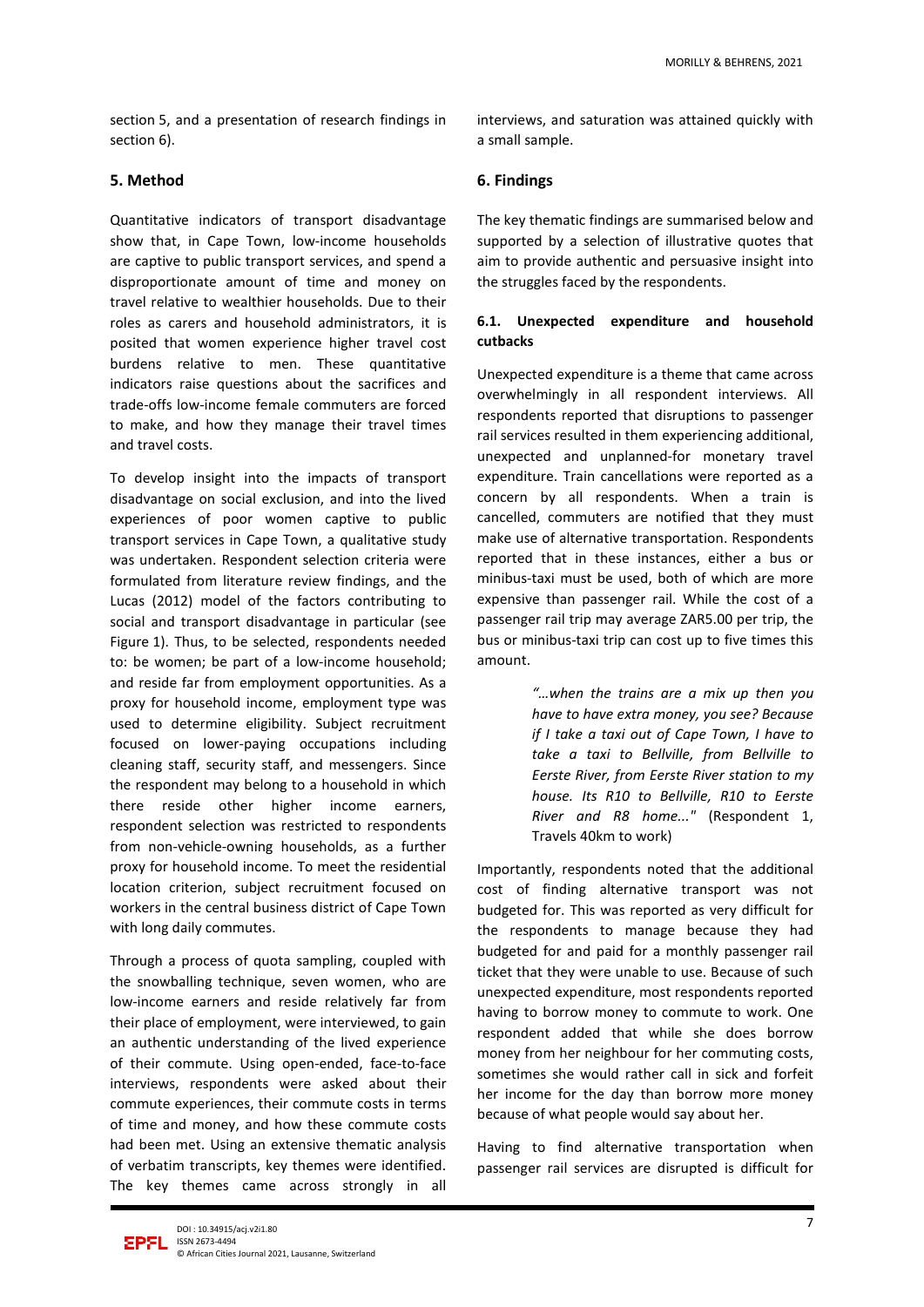section 5, and a presentation of research findings in section 6).

## 5. Method

Quantitative indicators of transport disadvantage show that, in Cape Town, low-income households are captive to public transport services, and spend a disproportionate amount of time and money on travel relative to wealthier households. Due to their roles as carers and household administrators, it is posited that women experience higher travel cost burdens relative to men. These quantitative indicators raise questions about the sacrifices and trade-offs low-income female commuters are forced to make, and how they manage their travel times and travel costs.

To develop insight into the impacts of transport disadvantage on social exclusion, and into the lived experiences of poor women captive to public transport services in Cape Town, a qualitative study was undertaken. Respondent selection criteria were formulated from literature review findings, and the Lucas (2012) model of the factors contributing to social and transport disadvantage in particular (see Figure 1). Thus, to be selected, respondents needed to: be women; be part of a low-income household; and reside far from employment opportunities. As a proxy for household income, employment type was used to determine eligibility. Subject recruitment focused on lower-paying occupations including cleaning staff, security staff, and messengers. Since the respondent may belong to a household in which there reside other higher income earners, respondent selection was restricted to respondents from non-vehicle-owning households, as a further proxy for household income. To meet the residential location criterion, subject recruitment focused on workers in the central business district of Cape Town with long daily commutes.

Through a process of quota sampling, coupled with the snowballing technique, seven women, who are low-income earners and reside relatively far from their place of employment, were interviewed, to gain an authentic understanding of the lived experience of their commute. Using open-ended, face-to-face interviews, respondents were asked about their commute experiences, their commute costs in terms of time and money, and how these commute costs had been met. Using an extensive thematic analysis of verbatim transcripts, key themes were identified. The key themes came across strongly in all interviews, and saturation was attained quickly with a small sample.

## 6. Findings

The key thematic findings are summarised below and supported by a selection of illustrative quotes that aim to provide authentic and persuasive insight into the struggles faced by the respondents.

### 6.1. Unexpected expenditure and household cutbacks

Unexpected expenditure is a theme that came across overwhelmingly in all respondent interviews. All respondents reported that disruptions to passenger rail services resulted in them experiencing additional, unexpected and unplanned-for monetary travel expenditure. Train cancellations were reported as a concern by all respondents. When a train is cancelled, commuters are notified that they must make use of alternative transportation. Respondents reported that in these instances, either a bus or minibus-taxi must be used, both of which are more expensive than passenger rail. While the cost of a passenger rail trip may average ZAR5.00 per trip, the bus or minibus-taxi trip can cost up to five times this amount.

> *"…when the trains are a mix up then you have to have extra money, you see? Because if I take a taxi out of Cape Town, I have to take a taxi to Bellville, from Bellville to Eerste River, from Eerste River station to my house. Its R10 to Bellville, R10 to Eerste River and R8 home..."* (Respondent 1, Travels 40km to work)

Importantly, respondents noted that the additional cost of finding alternative transport was not budgeted for. This was reported as very difficult for the respondents to manage because they had budgeted for and paid for a monthly passenger rail ticket that they were unable to use. Because of such unexpected expenditure, most respondents reported having to borrow money to commute to work. One respondent added that while she does borrow money from her neighbour for her commuting costs, sometimes she would rather call in sick and forfeit her income for the day than borrow more money because of what people would say about her.

Having to find alternative transportation when passenger rail services are disrupted is difficult for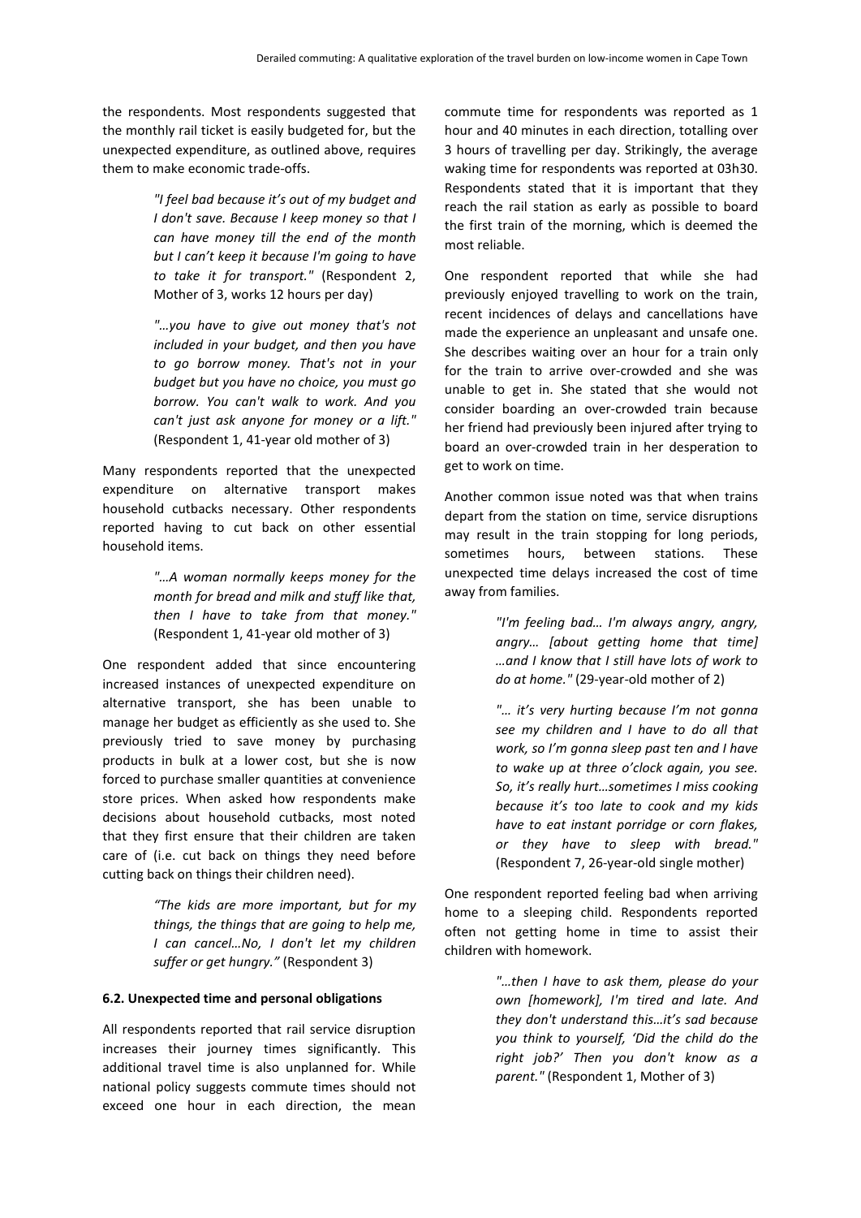the respondents. Most respondents suggested that the monthly rail ticket is easily budgeted for, but the unexpected expenditure, as outlined above, requires them to make economic trade-offs.

> *"I feel bad because it's out of my budget and I don't save. Because I keep money so that I can have money till the end of the month but I can't keep it because I'm going to have to take it for transport."* (Respondent 2, Mother of 3, works 12 hours per day)

> *"…you have to give out money that's not included in your budget, and then you have to go borrow money. That's not in your budget but you have no choice, you must go borrow. You can't walk to work. And you can't just ask anyone for money or a lift."* (Respondent 1, 41-year old mother of 3)

Many respondents reported that the unexpected expenditure on alternative transport makes household cutbacks necessary. Other respondents reported having to cut back on other essential household items.

> *"…A woman normally keeps money for the month for bread and milk and stuff like that, then I have to take from that money."* (Respondent 1, 41-year old mother of 3)

One respondent added that since encountering increased instances of unexpected expenditure on alternative transport, she has been unable to manage her budget as efficiently as she used to. She previously tried to save money by purchasing products in bulk at a lower cost, but she is now forced to purchase smaller quantities at convenience store prices. When asked how respondents make decisions about household cutbacks, most noted that they first ensure that their children are taken care of (i.e. cut back on things they need before cutting back on things their children need).

> *"The kids are more important, but for my things, the things that are going to help me, I can cancel…No, I don't let my children suffer or get hungry."* (Respondent 3)

### 6.2. Unexpected time and personal obligations

All respondents reported that rail service disruption increases their journey times significantly. This additional travel time is also unplanned for. While national policy suggests commute times should not exceed one hour in each direction, the mean commute time for respondents was reported as 1 hour and 40 minutes in each direction, totalling over 3 hours of travelling per day. Strikingly, the average waking time for respondents was reported at 03h30. Respondents stated that it is important that they reach the rail station as early as possible to board the first train of the morning, which is deemed the most reliable.

One respondent reported that while she had previously enjoyed travelling to work on the train, recent incidences of delays and cancellations have made the experience an unpleasant and unsafe one. She describes waiting over an hour for a train only for the train to arrive over-crowded and she was unable to get in. She stated that she would not consider boarding an over-crowded train because her friend had previously been injured after trying to board an over-crowded train in her desperation to get to work on time.

Another common issue noted was that when trains depart from the station on time, service disruptions may result in the train stopping for long periods, sometimes hours, between stations. These unexpected time delays increased the cost of time away from families.

> *"I'm feeling bad… I'm always angry, angry, angry… [about getting home that time] …and I know that I still have lots of work to do at home."* (29-year-old mother of 2)

> *"… it's very hurting because I'm not gonna see my children and I have to do all that work, so I'm gonna sleep past ten and I have to wake up at three o'clock again, you see. So, it's really hurt…sometimes I miss cooking because it's too late to cook and my kids have to eat instant porridge or corn flakes, or they have to sleep with bread."* (Respondent 7, 26-year-old single mother)

One respondent reported feeling bad when arriving home to a sleeping child. Respondents reported often not getting home in time to assist their children with homework.

> *"…then I have to ask them, please do your own [homework], I'm tired and late. And they don't understand this…it's sad because you think to yourself, 'Did the child do the right job?' Then you don't know as a parent."* (Respondent 1, Mother of 3)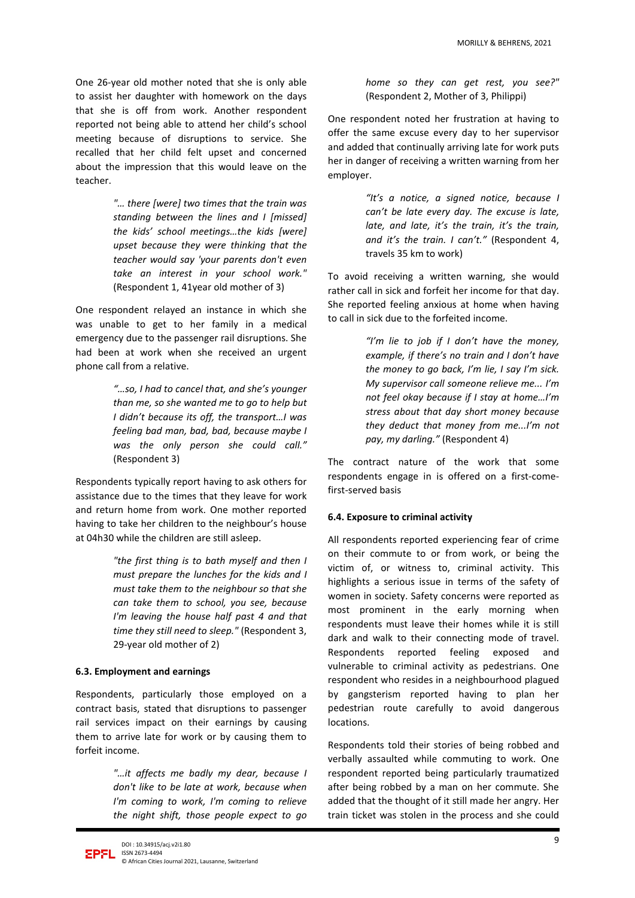One 26-year old mother noted that she is only able to assist her daughter with homework on the days that she is off from work. Another respondent reported not being able to attend her child's school meeting because of disruptions to service. She recalled that her child felt upset and concerned about the impression that this would leave on the teacher.

> *"… there [were] two times that the train was standing between the lines and I [missed] the kids' school meetings…the kids [were] upset because they were thinking that the teacher would say 'your parents don't even take an interest in your school work."* (Respondent 1, 41year old mother of 3)

One respondent relayed an instance in which she was unable to get to her family in a medical emergency due to the passenger rail disruptions. She had been at work when she received an urgent phone call from a relative.

> *"…so, I had to cancel that, and she's younger than me, so she wanted me to go to help but I didn't because its off, the transport…I was feeling bad man, bad, bad, because maybe I was the only person she could call."* (Respondent 3)

Respondents typically report having to ask others for assistance due to the times that they leave for work and return home from work. One mother reported having to take her children to the neighbour's house at 04h30 while the children are still asleep.

> *"the first thing is to bath myself and then I must prepare the lunches for the kids and I must take them to the neighbour so that she can take them to school, you see, because I'm leaving the house half past 4 and that time they still need to sleep."* (Respondent 3, 29-year old mother of 2)

### 6.3. Employment and earnings

Respondents, particularly those employed on a contract basis, stated that disruptions to passenger rail services impact on their earnings by causing them to arrive late for work or by causing them to forfeit income.

> *"…it affects me badly my dear, because I don't like to be late at work, because when I'm coming to work, I'm coming to relieve the night shift, those people expect to go home so they can get rest, you see?"* (Respondent 2, Mother of 3, Philippi)

One respondent noted her frustration at having to offer the same excuse every day to her supervisor and added that continually arriving late for work puts her in danger of receiving a written warning from her employer.

> *"It's a notice, a signed notice, because I can't be late every day. The excuse is late, late, and late, it's the train, it's the train, and it's the train. I can't."* (Respondent 4, travels 35 km to work)

To avoid receiving a written warning, she would rather call in sick and forfeit her income for that day. She reported feeling anxious at home when having to call in sick due to the forfeited income.

> *"I'm lie to job if I don't have the money, example, if there's no train and I don't have the money to go back, I'm lie, I say I'm sick. My supervisor call someone relieve me... I'm not feel okay because if I stay at home…I'm stress about that day short money because they deduct that money from me...I'm not pay, my darling."* (Respondent 4)

The contract nature of the work that some respondents engage in is offered on a first-come-first-served basis

### 6.4. Exposure to criminal activity

All respondents reported experiencing fear of crime on their commute to or from work, or being the victim of, or witness to, criminal activity. This highlights a serious issue in terms of the safety of women in society. Safety concerns were reported as most prominent in the early morning when respondents must leave their homes while it is still dark and walk to their connecting mode of travel. Respondents reported feeling exposed and vulnerable to criminal activity as pedestrians. One respondent who resides in a neighbourhood plagued by gangsterism reported having to plan her pedestrian route carefully to avoid dangerous locations.

Respondents told their stories of being robbed and verbally assaulted while commuting to work. One respondent reported being particularly traumatized after being robbed by a man on her commute. She added that the thought of it still made her angry. Her train ticket was stolen in the process and she could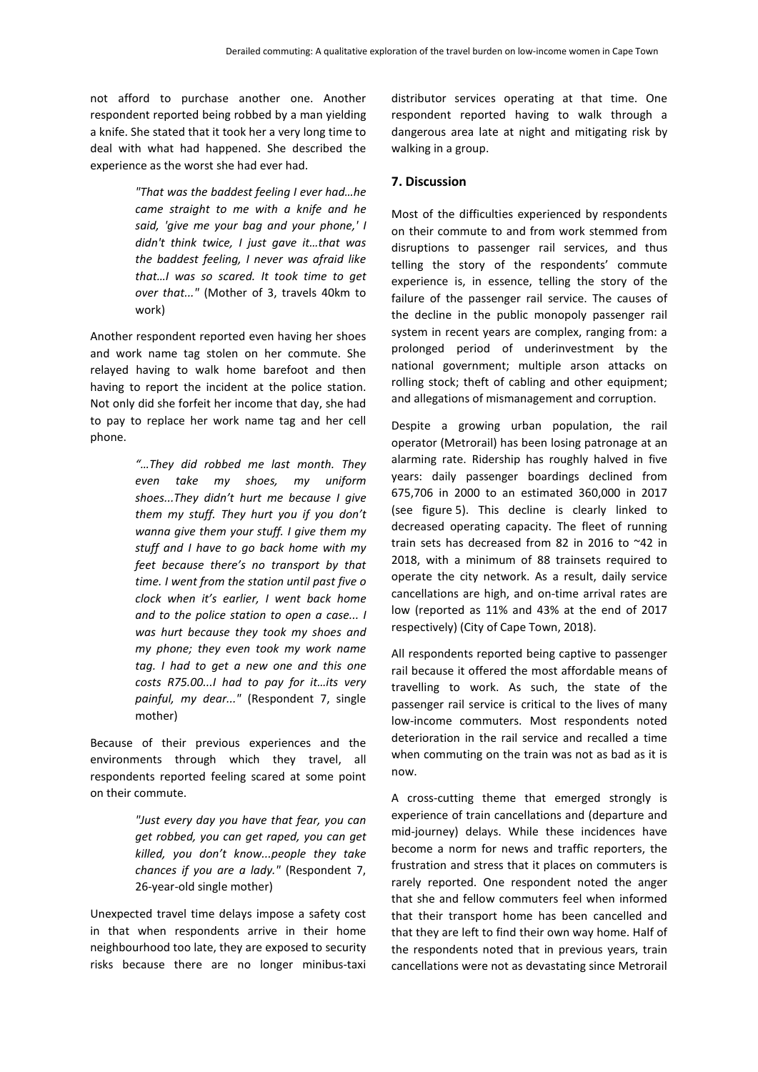not afford to purchase another one. Another respondent reported being robbed by a man yielding a knife. She stated that it took her a very long time to deal with what had happened. She described the experience as the worst she had ever had.

> *"That was the baddest feeling I ever had…he came straight to me with a knife and he said, 'give me your bag and your phone,' I didn't think twice, I just gave it…that was the baddest feeling, I never was afraid like that…I was so scared. It took time to get over that..."* (Mother of 3, travels 40km to work)

Another respondent reported even having her shoes and work name tag stolen on her commute. She relayed having to walk home barefoot and then having to report the incident at the police station. Not only did she forfeit her income that day, she had to pay to replace her work name tag and her cell phone.

> *"…They did robbed me last month. They even take my shoes, my uniform shoes...They didn't hurt me because I give them my stuff. They hurt you if you don't wanna give them your stuff. I give them my stuff and I have to go back home with my feet because there's no transport by that time. I went from the station until past five o clock when it's earlier, I went back home and to the police station to open a case... I was hurt because they took my shoes and my phone; they even took my work name tag. I had to get a new one and this one costs R75.00...I had to pay for it…its very painful, my dear..."* (Respondent 7, single mother)

Because of their previous experiences and the environments through which they travel, all respondents reported feeling scared at some point on their commute.

> *"Just every day you have that fear, you can get robbed, you can get raped, you can get killed, you don't know...people they take chances if you are a lady."* (Respondent 7, 26-year-old single mother)

Unexpected travel time delays impose a safety cost in that when respondents arrive in their home neighbourhood too late, they are exposed to security risks because there are no longer minibus-taxi distributor services operating at that time. One respondent reported having to walk through a dangerous area late at night and mitigating risk by walking in a group.

## 7. Discussion

Most of the difficulties experienced by respondents on their commute to and from work stemmed from disruptions to passenger rail services, and thus telling the story of the respondents' commute experience is, in essence, telling the story of the failure of the passenger rail service. The causes of the decline in the public monopoly passenger rail system in recent years are complex, ranging from: a prolonged period of underinvestment by the national government; multiple arson attacks on rolling stock; theft of cabling and other equipment; and allegations of mismanagement and corruption.

Despite a growing urban population, the rail operator (Metrorail) has been losing patronage at an alarming rate. Ridership has roughly halved in five years: daily passenger boardings declined from 675,706 in 2000 to an estimated 360,000 in 2017 (see figure 5). This decline is clearly linked to decreased operating capacity. The fleet of running train sets has decreased from 82 in 2016 to ~42 in 2018, with a minimum of 88 trainsets required to operate the city network. As a result, daily service cancellations are high, and on-time arrival rates are low (reported as 11% and 43% at the end of 2017 respectively) (City of Cape Town, 2018).

All respondents reported being captive to passenger rail because it offered the most affordable means of travelling to work. As such, the state of the passenger rail service is critical to the lives of many low-income commuters. Most respondents noted deterioration in the rail service and recalled a time when commuting on the train was not as bad as it is now.

A cross-cutting theme that emerged strongly is experience of train cancellations and (departure and mid-journey) delays. While these incidences have become a norm for news and traffic reporters, the frustration and stress that it places on commuters is rarely reported. One respondent noted the anger that she and fellow commuters feel when informed that their transport home has been cancelled and that they are left to find their own way home. Half of the respondents noted that in previous years, train cancellations were not as devastating since Metrorail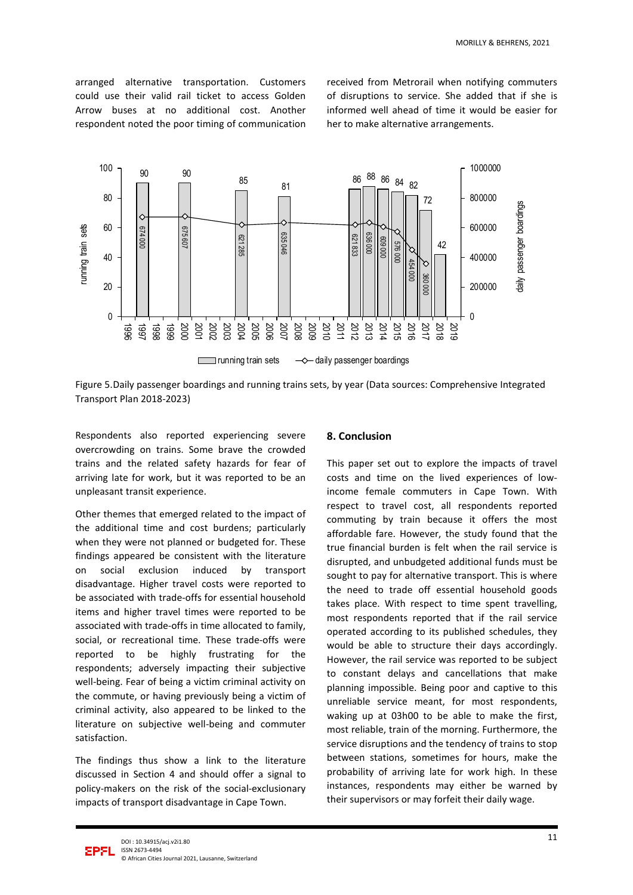arranged alternative transportation. Customers could use their valid rail ticket to access Golden Arrow buses at no additional cost. Another respondent noted the poor timing of communication received from Metrorail when notifying commuters of disruptions to service. She added that if she is informed well ahead of time it would be easier for her to make alternative arrangements.

Figure 5.Daily passenger boardings and running trains sets, by year (Data sources: Comprehensive Integrated Transport Plan 2018-2023)

Respondents also reported experiencing severe overcrowding on trains. Some brave the crowded trains and the related safety hazards for fear of arriving late for work, but it was reported to be an unpleasant transit experience.

Other themes that emerged related to the impact of the additional time and cost burdens; particularly when they were not planned or budgeted for. These findings appeared be consistent with the literature on social exclusion induced by transport disadvantage. Higher travel costs were reported to be associated with trade-offs for essential household items and higher travel times were reported to be associated with trade-offs in time allocated to family, social, or recreational time. These trade-offs were reported to be highly frustrating for the respondents; adversely impacting their subjective well-being. Fear of being a victim criminal activity on the commute, or having previously being a victim of criminal activity, also appeared to be linked to the literature on subjective well-being and commuter satisfaction.

The findings thus show a link to the literature discussed in Section 4 and should offer a signal to policy-makers on the risk of the social-exclusionary impacts of transport disadvantage in Cape Town.

## 8. Conclusion

This paper set out to explore the impacts of travel costs and time on the lived experiences of low-income female commuters in Cape Town. With respect to travel cost, all respondents reported commuting by train because it offers the most affordable fare. However, the study found that the true financial burden is felt when the rail service is disrupted, and unbudgeted additional funds must be sought to pay for alternative transport. This is where the need to trade off essential household goods takes place. With respect to time spent travelling, most respondents reported that if the rail service operated according to its published schedules, they would be able to structure their days accordingly. However, the rail service was reported to be subject to constant delays and cancellations that make planning impossible. Being poor and captive to this unreliable service meant, for most respondents, waking up at 03h00 to be able to make the first, most reliable, train of the morning. Furthermore, the service disruptions and the tendency of trains to stop between stations, sometimes for hours, make the probability of arriving late for work high. In these instances, respondents may either be warned by their supervisors or may forfeit their daily wage.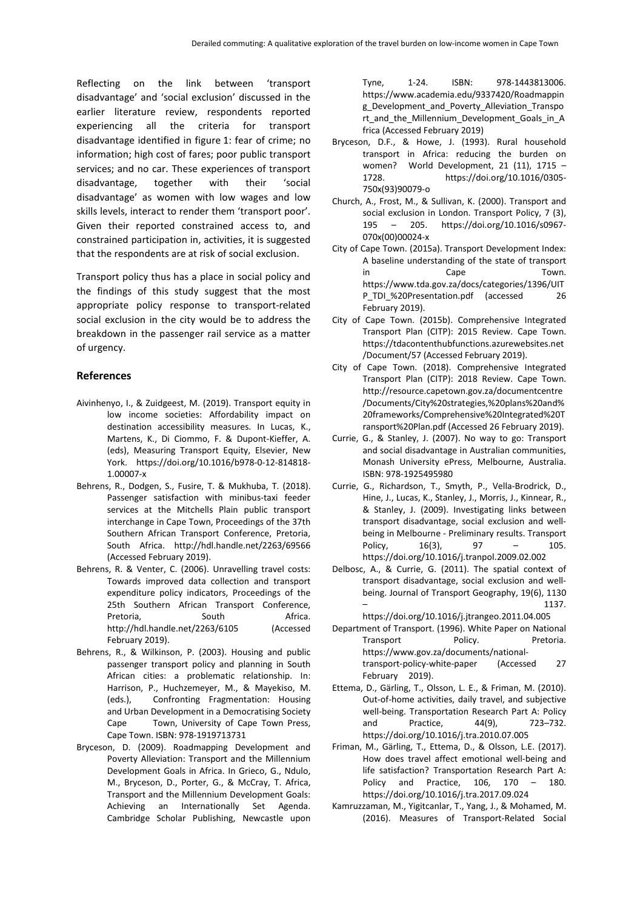Reflecting on the link between 'transport disadvantage' and 'social exclusion' discussed in the earlier literature review, respondents reported experiencing all the criteria for transport disadvantage identified in figure 1: fear of crime; no information; high cost of fares; poor public transport services; and no car. These experiences of transport disadvantage, together with their 'social disadvantage' as women with low wages and low skills levels, interact to render them 'transport poor'. Given their reported constrained access to, and constrained participation in, activities, it is suggested that the respondents are at risk of social exclusion.

Transport policy thus has a place in social policy and the findings of this study suggest that the most appropriate policy response to transport-related social exclusion in the city would be to address the breakdown in the passenger rail service as a matter of urgency.

## References

- Aivinhenyo, I., & Zuidgeest, M. (2019). Transport equity in low income societies: Affordability impact on destination accessibility measures. In Lucas, K., Martens, K., Di Ciommo, F. & Dupont-Kieffer, A. (eds), Measuring Transport Equity, Elsevier, New York. https://doi.org/10.1016/b978-0-12-814818-1.00007-x
- Behrens, R., Dodgen, S., Fusire, T. & Mukhuba, T. (2018). Passenger satisfaction with minibus-taxi feeder services at the Mitchells Plain public transport interchange in Cape Town, Proceedings of the 37th Southern African Transport Conference, Pretoria, South Africa. http://hdl.handle.net/2263/69566 (Accessed February 2019).
- Behrens, R. & Venter, C. (2006). Unravelling travel costs: Towards improved data collection and transport expenditure policy indicators, Proceedings of the 25th Southern African Transport Conference, Pretoria, South Africa. http://hdl.handle.net/2263/6105 (Accessed February 2019).
- Behrens, R., & Wilkinson, P. (2003). Housing and public passenger transport policy and planning in South African cities: a problematic relationship. In: Harrison, P., Huchzemeyer, M., & Mayekiso, M. (eds.), Confronting Fragmentation: Housing and Urban Development in a Democratising Society Cape Town, University of Cape Town Press, Cape Town. ISBN: 978-1919713731
- Bryceson, D. (2009). Roadmapping Development and Poverty Alleviation: Transport and the Millennium Development Goals in Africa. In Grieco, G., Ndulo, M., Bryceson, D., Porter, G., & McCray, T. Africa, Transport and the Millennium Development Goals: Achieving an Internationally Set Agenda. Cambridge Scholar Publishing, Newcastle upon Tyne, 1-24. ISBN: 978-1443813006. https://www.academia.edu/9337420/Roadmapping_Development_and_Poverty_Alleviation_Transport_and_the_Millennium_Development_Goals_in_Africa (Accessed February 2019)
- Bryceson, D.F., & Howe, J. (1993). Rural household transport in Africa: reducing the burden on women? World Development, 21 (11), 1715 – 1728. https://doi.org/10.1016/0305-750x(93)90079-o
- Church, A., Frost, M., & Sullivan, K. (2000). Transport and social exclusion in London. Transport Policy, 7 (3), 195 – 205. https://doi.org/10.1016/s0967-070x(00)00024-x
- City of Cape Town. (2015a). Transport Development Index: A baseline understanding of the state of transport in Cape Town. https://www.tda.gov.za/docs/categories/1396/UITP_TDI_%20Presentation.pdf (accessed 26 February 2019).
- City of Cape Town. (2015b). Comprehensive Integrated Transport Plan (CITP): 2015 Review. Cape Town. https://tdacontenthubfunctions.azurewebsites.net/Document/57 (Accessed February 2019).
- City of Cape Town. (2018). Comprehensive Integrated Transport Plan (CITP): 2018 Review. Cape Town. http://resource.capetown.gov.za/documentcentre/Documents/City%20strategies,%20plans%20and%20frameworks/Comprehensive%20Integrated%20Transport%20Plan.pdf (Accessed 26 February 2019).
- Currie, G., & Stanley, J. (2007). No way to go: Transport and social disadvantage in Australian communities, Monash University ePress, Melbourne, Australia. ISBN: 978-1925495980
- Currie, G., Richardson, T., Smyth, P., Vella-Brodrick, D., Hine, J., Lucas, K., Stanley, J., Morris, J., Kinnear, R., & Stanley, J. (2009). Investigating links between transport disadvantage, social exclusion and well-being in Melbourne - Preliminary results. Transport Policy, 16(3), 97 – 105. https://doi.org/10.1016/j.tranpol.2009.02.002
- Delbosc, A., & Currie, G. (2011). The spatial context of transport disadvantage, social exclusion and well-being. Journal of Transport Geography, 19(6), 1130 – 1137. https://doi.org/10.1016/j.jtrangeo.2011.04.005
- Department of Transport. (1996). White Paper on National Transport Policy. Pretoria. https://www.gov.za/documents/national-transport-policy-white-paper (Accessed 27 February 2019).
- Ettema, D., Gärling, T., Olsson, L. E., & Friman, M. (2010). Out-of-home activities, daily travel, and subjective well-being. Transportation Research Part A: Policy and Practice, 44(9), 723–732. https://doi.org/10.1016/j.tra.2010.07.005
- Friman, M., Gärling, T., Ettema, D., & Olsson, L.E. (2017). How does travel affect emotional well-being and life satisfaction? Transportation Research Part A: Policy and Practice, 106, 170 – 180. https://doi.org/10.1016/j.tra.2017.09.024
- Kamruzzaman, M., Yigitcanlar, T., Yang, J., & Mohamed, M. (2016). Measures of Transport-Related Social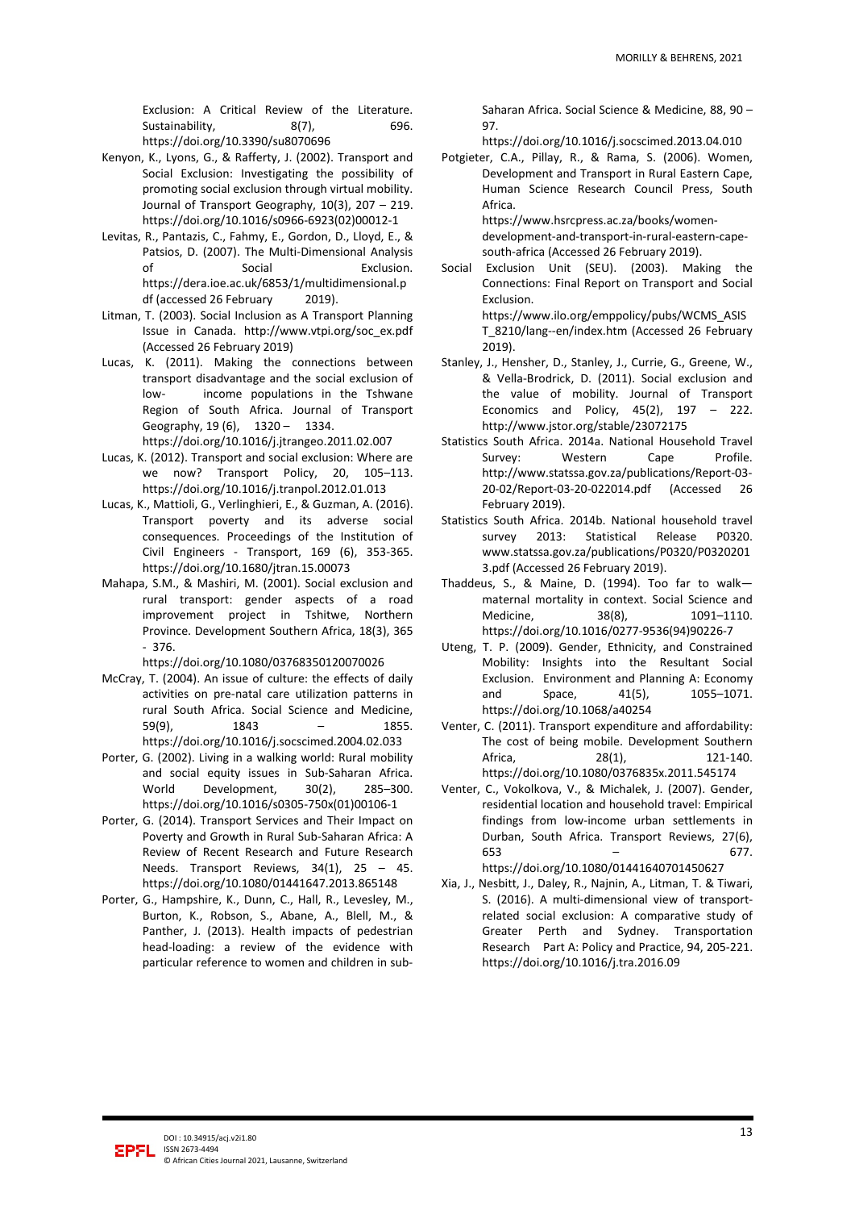Exclusion: A Critical Review of the Literature. Sustainability, 8(7), 696. https://doi.org/10.3390/su8070696

Kenyon, K., Lyons, G., & Rafferty, J. (2002). Transport and Social Exclusion: Investigating the possibility of promoting social exclusion through virtual mobility. Journal of Transport Geography, 10(3), 207 – 219. https://doi.org/10.1016/s0966-6923(02)00012-1

Levitas, R., Pantazis, C., Fahmy, E., Gordon, D., Lloyd, E., & Patsios, D. (2007). The Multi-Dimensional Analysis of Social Exclusion. https://dera.ioe.ac.uk/6853/1/multidimensional.pdf (accessed 26 February 2019).

Litman, T. (2003). Social Inclusion as A Transport Planning Issue in Canada. http://www.vtpi.org/soc_ex.pdf (Accessed 26 February 2019)

Lucas, K. (2011). Making the connections between transport disadvantage and the social exclusion of low- income populations in the Tshwane Region of South Africa. Journal of Transport Geography, 19 (6), 1320 – 1334. https://doi.org/10.1016/j.jtrangeo.2011.02.007

Lucas, K. (2012). Transport and social exclusion: Where are we now? Transport Policy, 20, 105–113. https://doi.org/10.1016/j.tranpol.2012.01.013

Lucas, K., Mattioli, G., Verlinghieri, E., & Guzman, A. (2016). Transport poverty and its adverse social consequences. Proceedings of the Institution of Civil Engineers - Transport, 169 (6), 353-365. https://doi.org/10.1680/jtran.15.00073

Mahapa, S.M., & Mashiri, M. (2001). Social exclusion and rural transport: gender aspects of a road improvement project in Tshitwe, Northern Province. Development Southern Africa, 18(3), 365 - 376. https://doi.org/10.1080/03768350120070026

McCray, T. (2004). An issue of culture: the effects of daily activities on pre-natal care utilization patterns in rural South Africa. Social Science and Medicine, 59(9), 1843 – 1855. https://doi.org/10.1016/j.socscimed.2004.02.033

Porter, G. (2002). Living in a walking world: Rural mobility and social equity issues in Sub-Saharan Africa. World Development, 30(2), 285–300. https://doi.org/10.1016/s0305-750x(01)00106-1

Porter, G. (2014). Transport Services and Their Impact on Poverty and Growth in Rural Sub-Saharan Africa: A Review of Recent Research and Future Research Needs. Transport Reviews, 34(1), 25 – 45. https://doi.org/10.1080/01441647.2013.865148

Porter, G., Hampshire, K., Dunn, C., Hall, R., Levesley, M., Burton, K., Robson, S., Abane, A., Blell, M., & Panther, J. (2013). Health impacts of pedestrian head-loading: a review of the evidence with particular reference to women and children in sub-Saharan Africa. Social Science & Medicine, 88, 90 – 97. https://doi.org/10.1016/j.socscimed.2013.04.010

Potgieter, C.A., Pillay, R., & Rama, S. (2006). Women, Development and Transport in Rural Eastern Cape, Human Science Research Council Press, South Africa. https://www.hsrcpress.ac.za/books/women-development-and-transport-in-rural-eastern-cape-south-africa (Accessed 26 February 2019).

Social Exclusion Unit (SEU). (2003). Making the Connections: Final Report on Transport and Social Exclusion. https://www.ilo.org/emppolicy/pubs/WCMS_ASIST_8210/lang--en/index.htm (Accessed 26 February 2019).

Stanley, J., Hensher, D., Stanley, J., Currie, G., Greene, W., & Vella-Brodrick, D. (2011). Social exclusion and the value of mobility. Journal of Transport Economics and Policy, 45(2), 197 – 222. http://www.jstor.org/stable/23072175

Statistics South Africa. 2014a. National Household Travel Survey: Western Cape Profile. http://www.statssa.gov.za/publications/Report-03-20-02/Report-03-20-022014.pdf (Accessed 26 February 2019).

Statistics South Africa. 2014b. National household travel survey 2013: Statistical Release P0320. www.statssa.gov.za/publications/P0320/P03202013.pdf (Accessed 26 February 2019).

Thaddeus, S., & Maine, D. (1994). Too far to walk—maternal mortality in context. Social Science and Medicine, 38(8), 1091–1110. https://doi.org/10.1016/0277-9536(94)90226-7

Uteng, T. P. (2009). Gender, Ethnicity, and Constrained Mobility: Insights into the Resultant Social Exclusion. Environment and Planning A: Economy and Space, 41(5), 1055–1071. https://doi.org/10.1068/a40254

Venter, C. (2011). Transport expenditure and affordability: The cost of being mobile. Development Southern Africa, 28(1), 121-140. https://doi.org/10.1080/0376835x.2011.545174

Venter, C., Vokolkova, V., & Michalek, J. (2007). Gender, residential location and household travel: Empirical findings from low-income urban settlements in Durban, South Africa. Transport Reviews, 27(6), 653 – 677. https://doi.org/10.1080/01441640701450627

Xia, J., Nesbitt, J., Daley, R., Najnin, A., Litman, T. & Tiwari, S. (2016). A multi-dimensional view of transport-related social exclusion: A comparative study of Greater Perth and Sydney. Transportation Research Part A: Policy and Practice, 94, 205-221. https://doi.org/10.1016/j.tra.2016.09